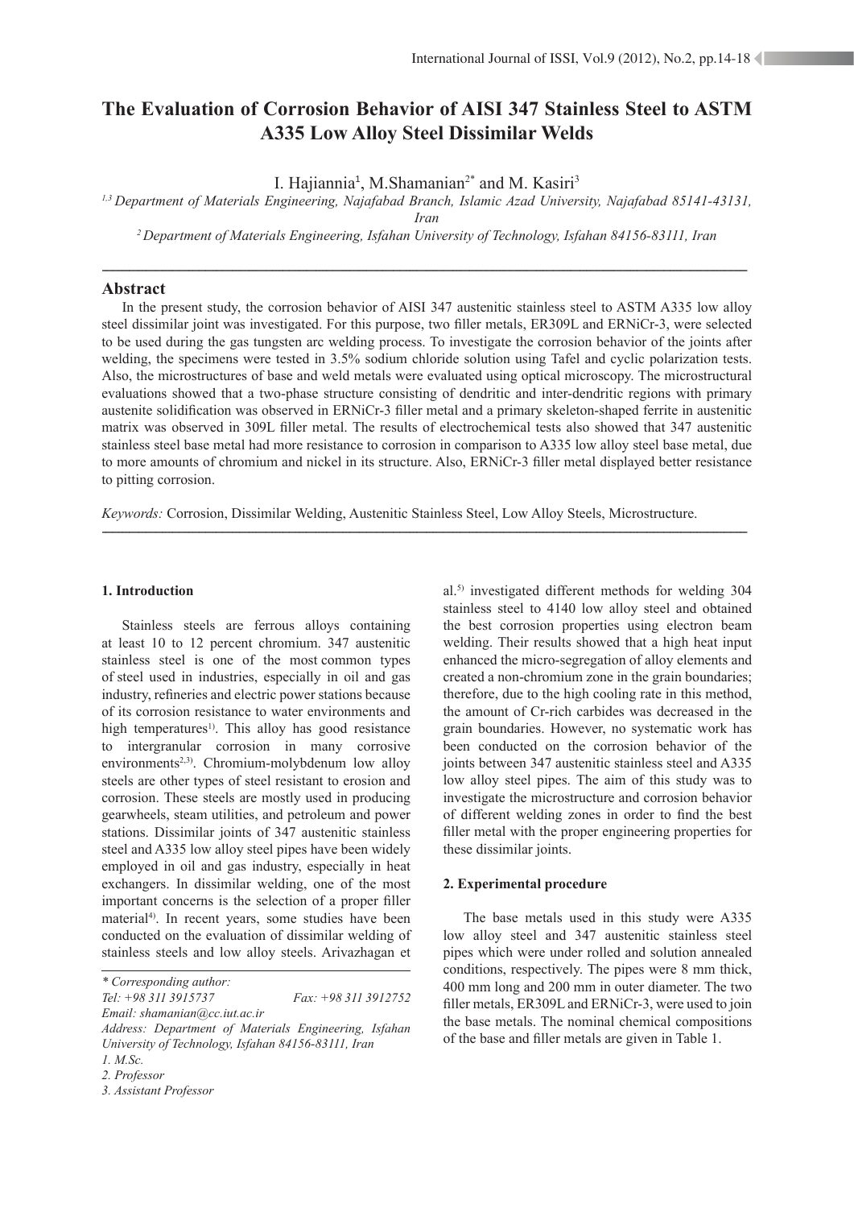# The Evaluation of Corrosion Behavior of AISI 347 Stainless Steel to ASTM A335 Low Alloy Steel Dissimilar Welds

I. Hajiannia[1], M.Shamanian[2*] and M. Kasiri[3]

[1,3] Department of Materials Engineering, Najafabad Branch, Islamic Azad University, Najafabad 85141-43131, Iran

[2] Department of Materials Engineering, Isfahan University of Technology, Isfahan 84156-83111, Iran

## Abstract

In the present study, the corrosion behavior of AISI 347 austenitic stainless steel to ASTM A335 low alloy steel dissimilar joint was investigated. For this purpose, two filler metals, ER309L and ERNiCr-3, were selected to be used during the gas tungsten arc welding process. To investigate the corrosion behavior of the joints after welding, the specimens were tested in 3.5% sodium chloride solution using Tafel and cyclic polarization tests. Also, the microstructures of base and weld metals were evaluated using optical microscopy. The microstructural evaluations showed that a two-phase structure consisting of dendritic and inter-dendritic regions with primary austenite solidification was observed in ERNiCr-3 filler metal and a primary skeleton-shaped ferrite in austenitic matrix was observed in 309L filler metal. The results of electrochemical tests also showed that 347 austenitic stainless steel base metal had more resistance to corrosion in comparison to A335 low alloy steel base metal, due to more amounts of chromium and nickel in its structure. Also, ERNiCr-3 filler metal displayed better resistance to pitting corrosion.

*Keywords:* Corrosion, Dissimilar Welding, Austenitic Stainless Steel, Low Alloy Steels, Microstructure.

### 1. Introduction

Stainless steels are ferrous alloys containing at least 10 to 12 percent chromium. 347 austenitic stainless steel is one of the most common types of steel used in industries, especially in oil and gas industry, refineries and electric power stations because of its corrosion resistance to water environments and high temperatures[1]. This alloy has good resistance to intergranular corrosion in many corrosive environments[2,3]. Chromium-molybdenum low alloy steels are other types of steel resistant to erosion and corrosion. These steels are mostly used in producing gearwheels, steam utilities, and petroleum and power stations. Dissimilar joints of 347 austenitic stainless steel and A335 low alloy steel pipes have been widely employed in oil and gas industry, especially in heat exchangers. In dissimilar welding, one of the most important concerns is the selection of a proper filler material[4]. In recent years, some studies have been conducted on the evaluation of dissimilar welding of stainless steels and low alloy steels. Arivazhagan et al.[5] investigated different methods for welding 304 stainless steel to 4140 low alloy steel and obtained the best corrosion properties using electron beam welding. Their results showed that a high heat input enhanced the micro-segregation of alloy elements and created a non-chromium zone in the grain boundaries; therefore, due to the high cooling rate in this method, the amount of Cr-rich carbides was decreased in the grain boundaries. However, no systematic work has been conducted on the corrosion behavior of the joints between 347 austenitic stainless steel and A335 low alloy steel pipes. The aim of this study was to investigate the microstructure and corrosion behavior of different welding zones in order to find the best filler metal with the proper engineering properties for these dissimilar joints.

### 2. Experimental procedure

The base metals used in this study were A335 low alloy steel and 347 austenitic stainless steel pipes which were under rolled and solution annealed conditions, respectively. The pipes were 8 mm thick, 400 mm long and 200 mm in outer diameter. The two filler metals, ER309L and ERNiCr-3, were used to join the base metals. The nominal chemical compositions of the base and filler metals are given in Table 1.

---

*\* Corresponding author:*
*Tel: +98 311 3915737 Fax: +98 311 3912752*
*Email: shamanian@cc.iut.ac.ir*
*Address: Department of Materials Engineering, Isfahan University of Technology, Isfahan 84156-83111, Iran*
*1. M.Sc.*
*2. Professor*
*3. Assistant Professor*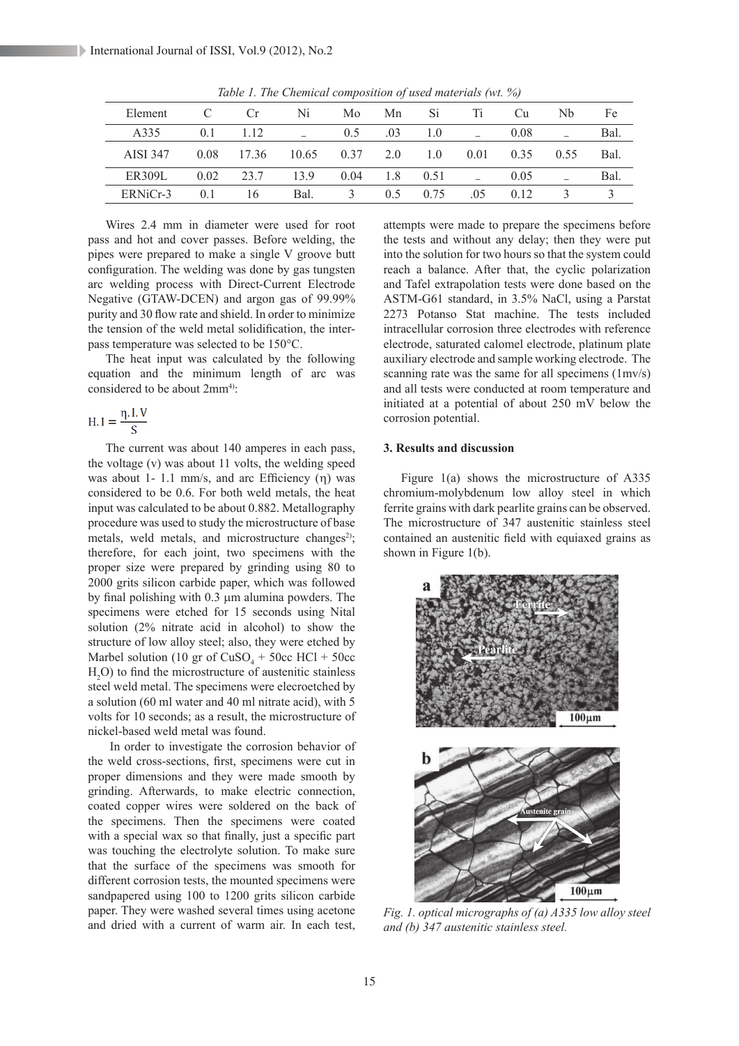*Table 1. The Chemical composition of used materials (wt. %)*

| Element | C | Cr | Ni | Mo | Mn | Si | Ti | Cu | Nb | Fe |
|---|---|---|---|---|---|---|---|---|---|---|
| A335 | 0.1 | 1.12 | – | 0.5 | .03 | 1.0 | – | 0.08 | – | Bal. |
| AISI 347 | 0.08 | 17.36 | 10.65 | 0.37 | 2.0 | 1.0 | 0.01 | 0.35 | 0.55 | Bal. |
| ER309L | 0.02 | 23.7 | 13.9 | 0.04 | 1.8 | 0.51 | – | 0.05 | – | Bal. |
| ERNiCr-3 | 0.1 | 16 | Bal. | 3 | 0.5 | 0.75 | .05 | 0.12 | 3 | 3 |

Wires 2.4 mm in diameter were used for root pass and hot and cover passes. Before welding, the pipes were prepared to make a single V groove butt configuration. The welding was done by gas tungsten arc welding process with Direct-Current Electrode Negative (GTAW-DCEN) and argon gas of 99.99% purity and 30 flow rate and shield. In order to minimize the tension of the weld metal solidification, the inter-pass temperature was selected to be 150°C.

The heat input was calculated by the following equation and the minimum length of arc was considered to be about 2mm[4]:

$$H.I = \frac{\eta . I . V}{S}$$

The current was about 140 amperes in each pass, the voltage (v) was about 11 volts, the welding speed was about 1- 1.1 mm/s, and arc Efficiency (η) was considered to be 0.6. For both weld metals, the heat input was calculated to be about 0.882. Metallography procedure was used to study the microstructure of base metals, weld metals, and microstructure changes[2]; therefore, for each joint, two specimens with the proper size were prepared by grinding using 80 to 2000 grits silicon carbide paper, which was followed by final polishing with 0.3 μm alumina powders. The specimens were etched for 15 seconds using Nital solution (2% nitrate acid in alcohol) to show the structure of low alloy steel; also, they were etched by Marbel solution (10 gr of $CuSO_4$ + 50cc HCl + 50cc $H_2O$) to find the microstructure of austenitic stainless steel weld metal. The specimens were elecroetched by a solution (60 ml water and 40 ml nitrate acid), with 5 volts for 10 seconds; as a result, the microstructure of nickel-based weld metal was found.

In order to investigate the corrosion behavior of the weld cross-sections, first, specimens were cut in proper dimensions and they were made smooth by grinding. Afterwards, to make electric connection, coated copper wires were soldered on the back of the specimens. Then the specimens were coated with a special wax so that finally, just a specific part was touching the electrolyte solution. To make sure that the surface of the specimens was smooth for different corrosion tests, the mounted specimens were sandpapered using 100 to 1200 grits silicon carbide paper. They were washed several times using acetone and dried with a current of warm air. In each test, attempts were made to prepare the specimens before the tests and without any delay; then they were put into the solution for two hours so that the system could reach a balance. After that, the cyclic polarization and Tafel extrapolation tests were done based on the ASTM-G61 standard, in 3.5% NaCl, using a Parstat 2273 Potanso Stat machine. The tests included intracellular corrosion three electrodes with reference electrode, saturated calomel electrode, platinum plate auxiliary electrode and sample working electrode. The scanning rate was the same for all specimens (1mv/s) and all tests were conducted at room temperature and initiated at a potential of about 250 mV below the corrosion potential.

## 3. Results and discussion

Figure 1(a) shows the microstructure of A335 chromium-molybdenum low alloy steel in which ferrite grains with dark pearlite grains can be observed. The microstructure of 347 austenitic stainless steel contained an austenitic field with equiaxed grains as shown in Figure 1(b).

*Fig. 1. optical micrographs of (a) A335 low alloy steel and (b) 347 austenitic stainless steel.*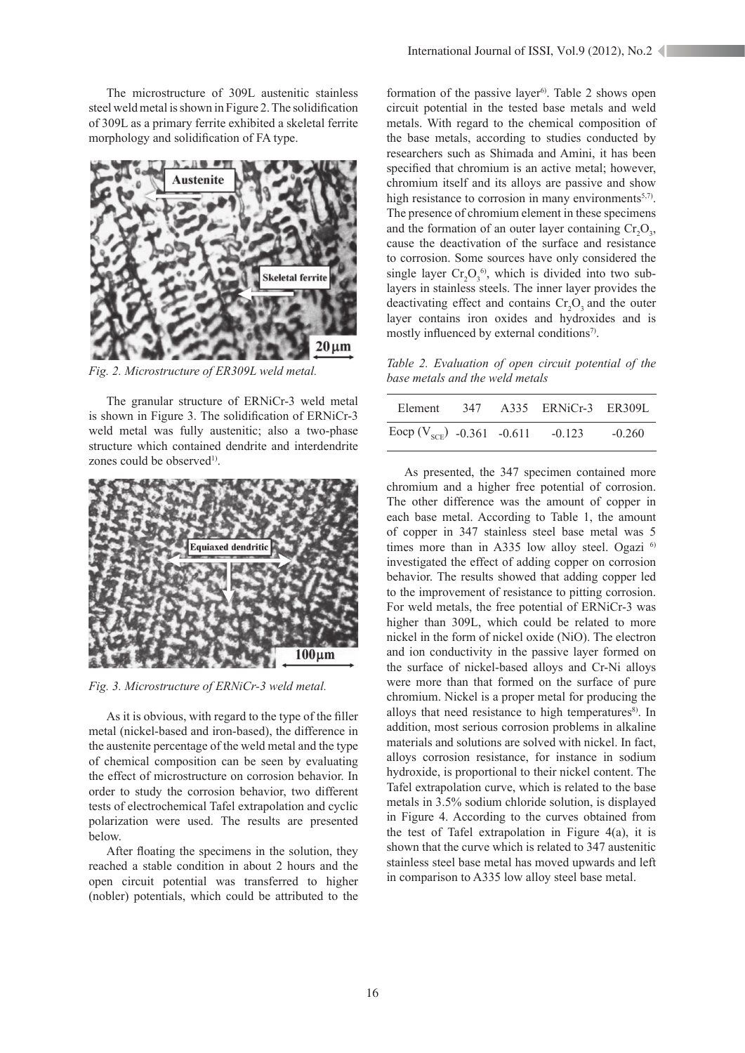The microstructure of 309L austenitic stainless steel weld metal is shown in Figure 2. The solidification of 309L as a primary ferrite exhibited a skeletal ferrite morphology and solidification of FA type.

*Fig. 2. Microstructure of ER309L weld metal.*

The granular structure of ERNiCr-3 weld metal is shown in Figure 3. The solidification of ERNiCr-3 weld metal was fully austenitic; also a two-phase structure which contained dendrite and interdendrite zones could be observed[1].

*Fig. 3. Microstructure of ERNiCr-3 weld metal.*

As it is obvious, with regard to the type of the filler metal (nickel-based and iron-based), the difference in the austenite percentage of the weld metal and the type of chemical composition can be seen by evaluating the effect of microstructure on corrosion behavior. In order to study the corrosion behavior, two different tests of electrochemical Tafel extrapolation and cyclic polarization were used. The results are presented below.

After floating the specimens in the solution, they reached a stable condition in about 2 hours and the open circuit potential was transferred to higher (nobler) potentials, which could be attributed to the formation of the passive layer[6]. Table 2 shows open circuit potential in the tested base metals and weld metals. With regard to the chemical composition of the base metals, according to studies conducted by researchers such as Shimada and Amini, it has been specified that chromium is an active metal; however, chromium itself and its alloys are passive and show high resistance to corrosion in many environments[5,7]. The presence of chromium element in these specimens and the formation of an outer layer containing $Cr_2O_3$, cause the deactivation of the surface and resistance to corrosion. Some sources have only considered the single layer $Cr_2O_3$[6], which is divided into two sub-layers in stainless steels. The inner layer provides the deactivating effect and contains $Cr_2O_3$ and the outer layer contains iron oxides and hydroxides and is mostly influenced by external conditions[7].

*Table 2. Evaluation of open circuit potential of the base metals and the weld metals*

| Element | 347 | A335 | ERNiCr-3 | ER309L |
|---|---|---|---|---|
| Eocp ($V_{SCE}$) | -0.361 | -0.611 | -0.123 | -0.260 |

As presented, the 347 specimen contained more chromium and a higher free potential of corrosion. The other difference was the amount of copper in each base metal. According to Table 1, the amount of copper in 347 stainless steel base metal was 5 times more than in A335 low alloy steel. Ogazi [6] investigated the effect of adding copper on corrosion behavior. The results showed that adding copper led to the improvement of resistance to pitting corrosion. For weld metals, the free potential of ERNiCr-3 was higher than 309L, which could be related to more nickel in the form of nickel oxide (NiO). The electron and ion conductivity in the passive layer formed on the surface of nickel-based alloys and Cr-Ni alloys were more than that formed on the surface of pure chromium. Nickel is a proper metal for producing the alloys that need resistance to high temperatures[8]. In addition, most serious corrosion problems in alkaline materials and solutions are solved with nickel. In fact, alloys corrosion resistance, for instance in sodium hydroxide, is proportional to their nickel content. The Tafel extrapolation curve, which is related to the base metals in 3.5% sodium chloride solution, is displayed in Figure 4. According to the curves obtained from the test of Tafel extrapolation in Figure 4(a), it is shown that the curve which is related to 347 austenitic stainless steel base metal has moved upwards and left in comparison to A335 low alloy steel base metal.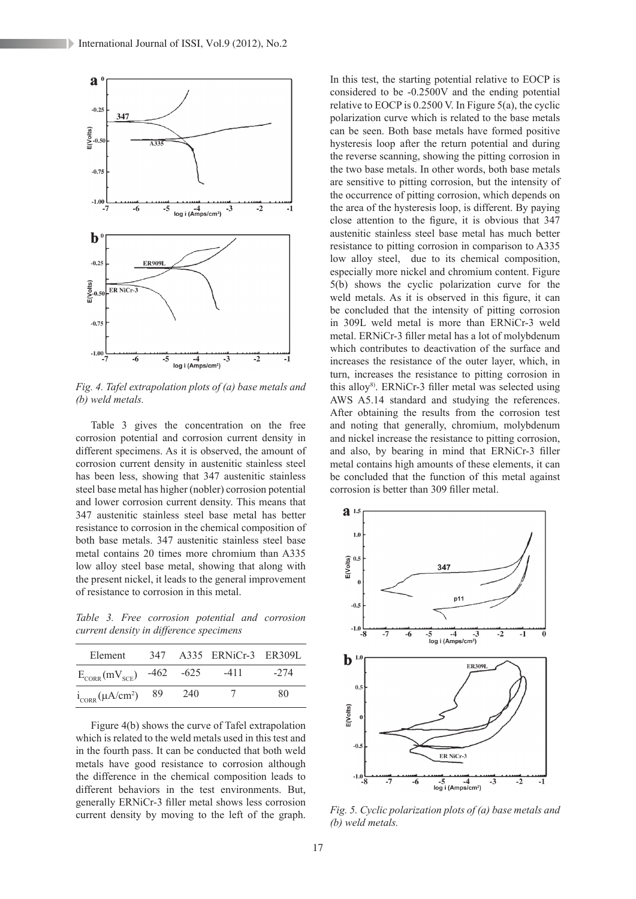*Fig. 4. Tafel extrapolation plots of (a) base metals and (b) weld metals.*

Table 3 gives the concentration on the free corrosion potential and corrosion current density in different specimens. As it is observed, the amount of corrosion current density in austenitic stainless steel has been less, showing that 347 austenitic stainless steel base metal has higher (nobler) corrosion potential and lower corrosion current density. This means that 347 austenitic stainless steel base metal has better resistance to corrosion in the chemical composition of both base metals. 347 austenitic stainless steel base metal contains 20 times more chromium than A335 low alloy steel base metal, showing that along with the present nickel, it leads to the general improvement of resistance to corrosion in this metal.

*Table 3. Free corrosion potential and corrosion current density in difference specimens*

| Element | 347 | A335 | ERNiCr-3 | ER309L |
| --- | --- | --- | --- | --- |
| $E_{CORR}$ ($mV_{SCE}$) | -462 | -625 | -411 | -274 |
| $i_{CORR}$ ($\mu A/cm^2$) | 89 | 240 | 7 | 80 |

Figure 4(b) shows the curve of Tafel extrapolation which is related to the weld metals used in this test and in the fourth pass. It can be conducted that both weld metals have good resistance to corrosion although the difference in the chemical composition leads to different behaviors in the test environments. But, generally ERNiCr-3 filler metal shows less corrosion current density by moving to the left of the graph. In this test, the starting potential relative to EOCP is considered to be -0.2500V and the ending potential relative to EOCP is 0.2500 V. In Figure 5(a), the cyclic polarization curve which is related to the base metals can be seen. Both base metals have formed positive hysteresis loop after the return potential and during the reverse scanning, showing the pitting corrosion in the two base metals. In other words, both base metals are sensitive to pitting corrosion, but the intensity of the occurrence of pitting corrosion, which depends on the area of the hysteresis loop, is different. By paying close attention to the figure, it is obvious that 347 austenitic stainless steel base metal has much better resistance to pitting corrosion in comparison to A335 low alloy steel, due to its chemical composition, especially more nickel and chromium content. Figure 5(b) shows the cyclic polarization curve for the weld metals. As it is observed in this figure, it can be concluded that the intensity of pitting corrosion in 309L weld metal is more than ERNiCr-3 weld metal. ERNiCr-3 filler metal has a lot of molybdenum which contributes to deactivation of the surface and increases the resistance of the outer layer, which, in turn, increases the resistance to pitting corrosion in this alloy[8]. ERNiCr-3 filler metal was selected using AWS A5.14 standard and studying the references. After obtaining the results from the corrosion test and noting that generally, chromium, molybdenum and nickel increase the resistance to pitting corrosion, and also, by bearing in mind that ERNiCr-3 filler metal contains high amounts of these elements, it can be concluded that the function of this metal against corrosion is better than 309 filler metal.

*Fig. 5. Cyclic polarization plots of (a) base metals and (b) weld metals.*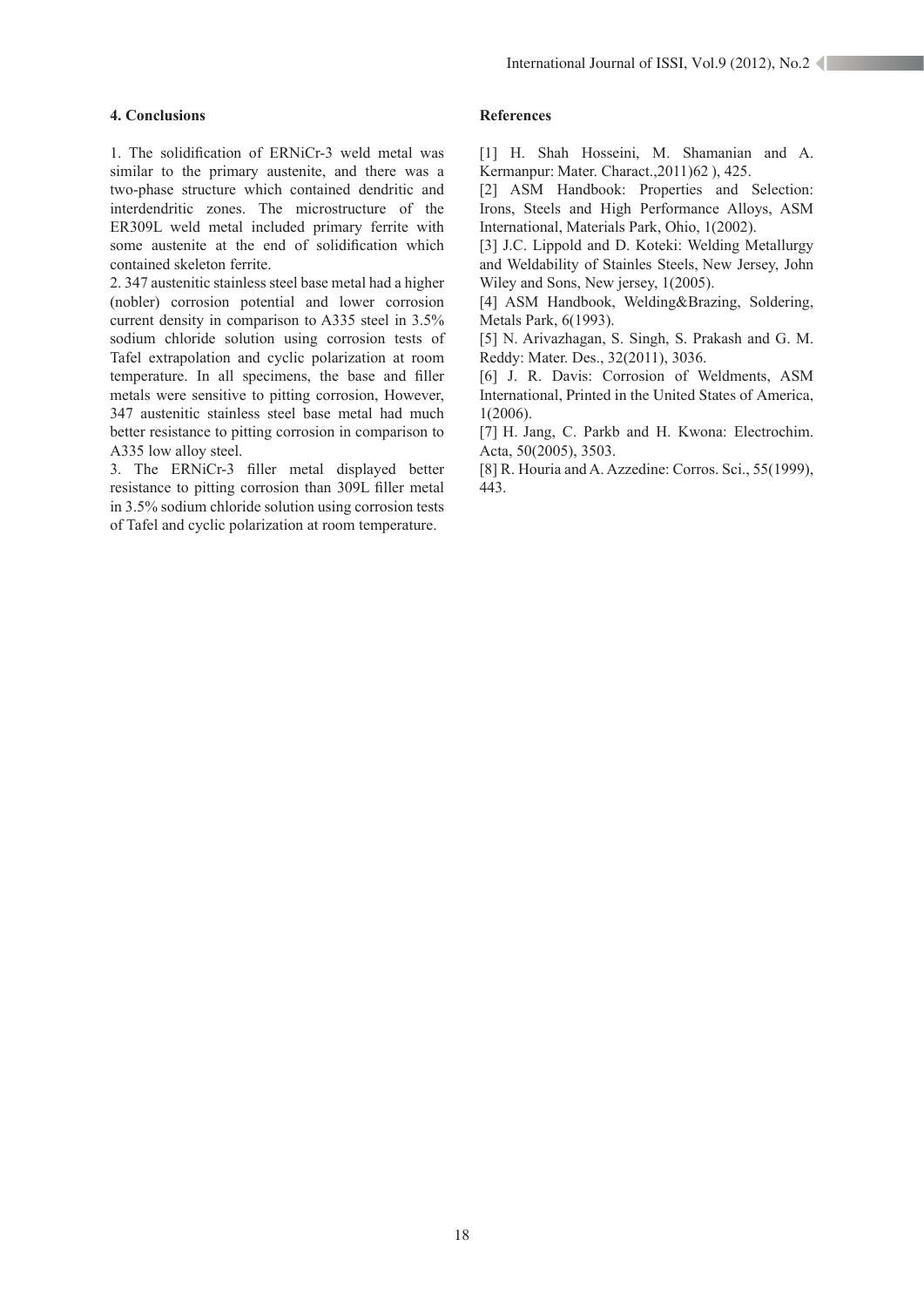## 4. Conclusions

1. The solidification of ERNiCr-3 weld metal was similar to the primary austenite, and there was a two-phase structure which contained dendritic and interdendritic zones. The microstructure of the ER309L weld metal included primary ferrite with some austenite at the end of solidification which contained skeleton ferrite.
2. 347 austenitic stainless steel base metal had a higher (nobler) corrosion potential and lower corrosion current density in comparison to A335 steel in 3.5% sodium chloride solution using corrosion tests of Tafel extrapolation and cyclic polarization at room temperature. In all specimens, the base and filler metals were sensitive to pitting corrosion, However, 347 austenitic stainless steel base metal had much better resistance to pitting corrosion in comparison to A335 low alloy steel.
3. The ERNiCr-3 filler metal displayed better resistance to pitting corrosion than 309L filler metal in 3.5% sodium chloride solution using corrosion tests of Tafel and cyclic polarization at room temperature.

## References

[1] H. Shah Hosseini, M. Shamanian and A. Kermanpur: Mater. Charact.,2011)62 ), 425.
[2] ASM Handbook: Properties and Selection: Irons, Steels and High Performance Alloys, ASM International, Materials Park, Ohio, 1(2002).
[3] J.C. Lippold and D. Koteki: Welding Metallurgy and Weldability of Stainles Steels, New Jersey, John Wiley and Sons, New jersey, 1(2005).
[4] ASM Handbook, Welding&Brazing, Soldering, Metals Park, 6(1993).
[5] N. Arivazhagan, S. Singh, S. Prakash and G. M. Reddy: Mater. Des., 32(2011), 3036.
[6] J. R. Davis: Corrosion of Weldments, ASM International, Printed in the United States of America, 1(2006).
[7] H. Jang, C. Parkb and H. Kwona: Electrochim. Acta, 50(2005), 3503.
[8] R. Houria and A. Azzedine: Corros. Sci., 55(1999), 443.